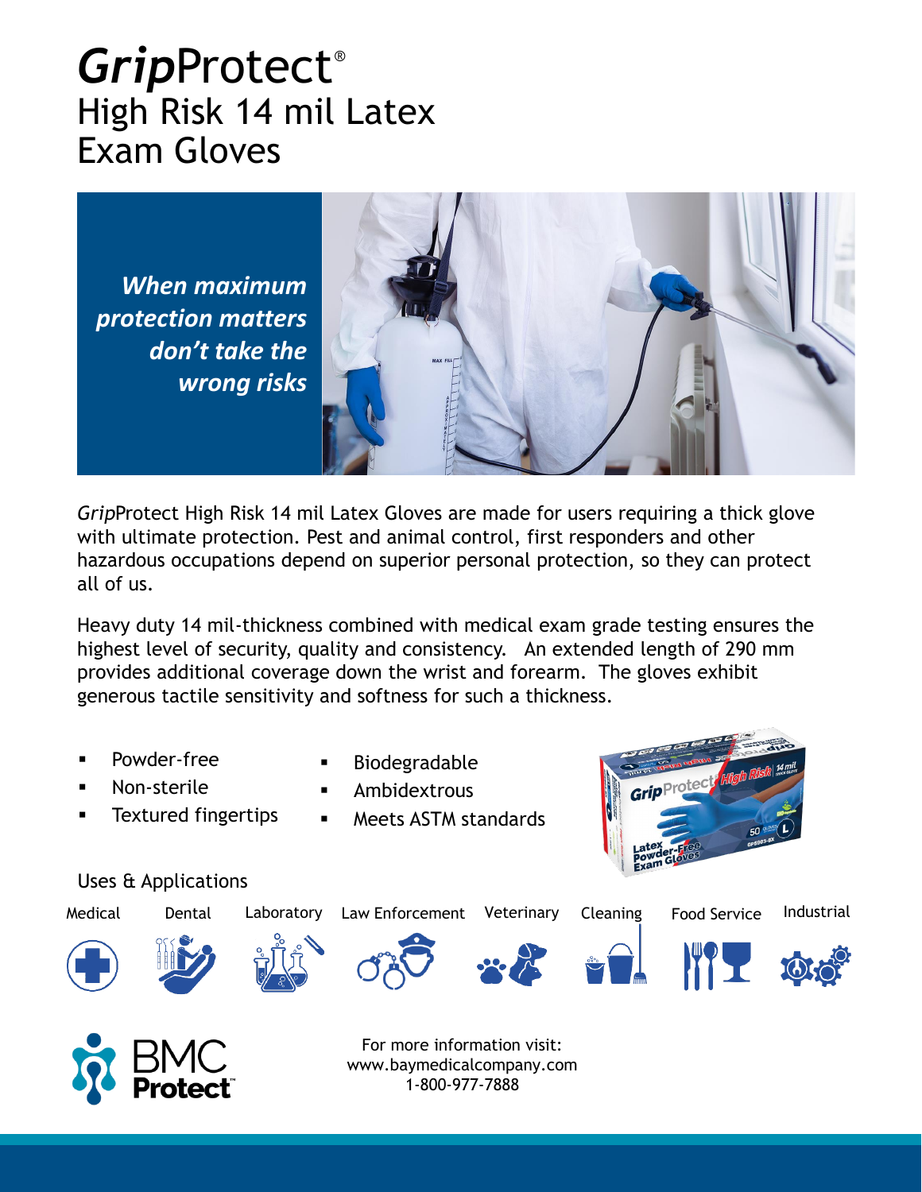# *Grip*Protect®
# High Risk 14 mil Latex Exam Gloves

***When maximum protection matters don't take the wrong risks***

*Grip*Protect High Risk 14 mil Latex Gloves are made for users requiring a thick glove with ultimate protection. Pest and animal control, first responders and other hazardous occupations depend on superior personal protection, so they can protect all of us.

Heavy duty 14 mil-thickness combined with medical exam grade testing ensures the highest level of security, quality and consistency. An extended length of 290 mm provides additional coverage down the wrist and forearm. The gloves exhibit generous tactile sensitivity and softness for such a thickness.

- Powder-free
- Non-sterile
- Textured fingertips
- Biodegradable
- Ambidextrous
- Meets ASTM standards

Uses & Applications

Medical, Dental, Laboratory, Law Enforcement, Veterinary, Cleaning, Food Service, Industrial

BMC Protect™

For more information visit:
www.baymedicalcompany.com
1-800-977-7888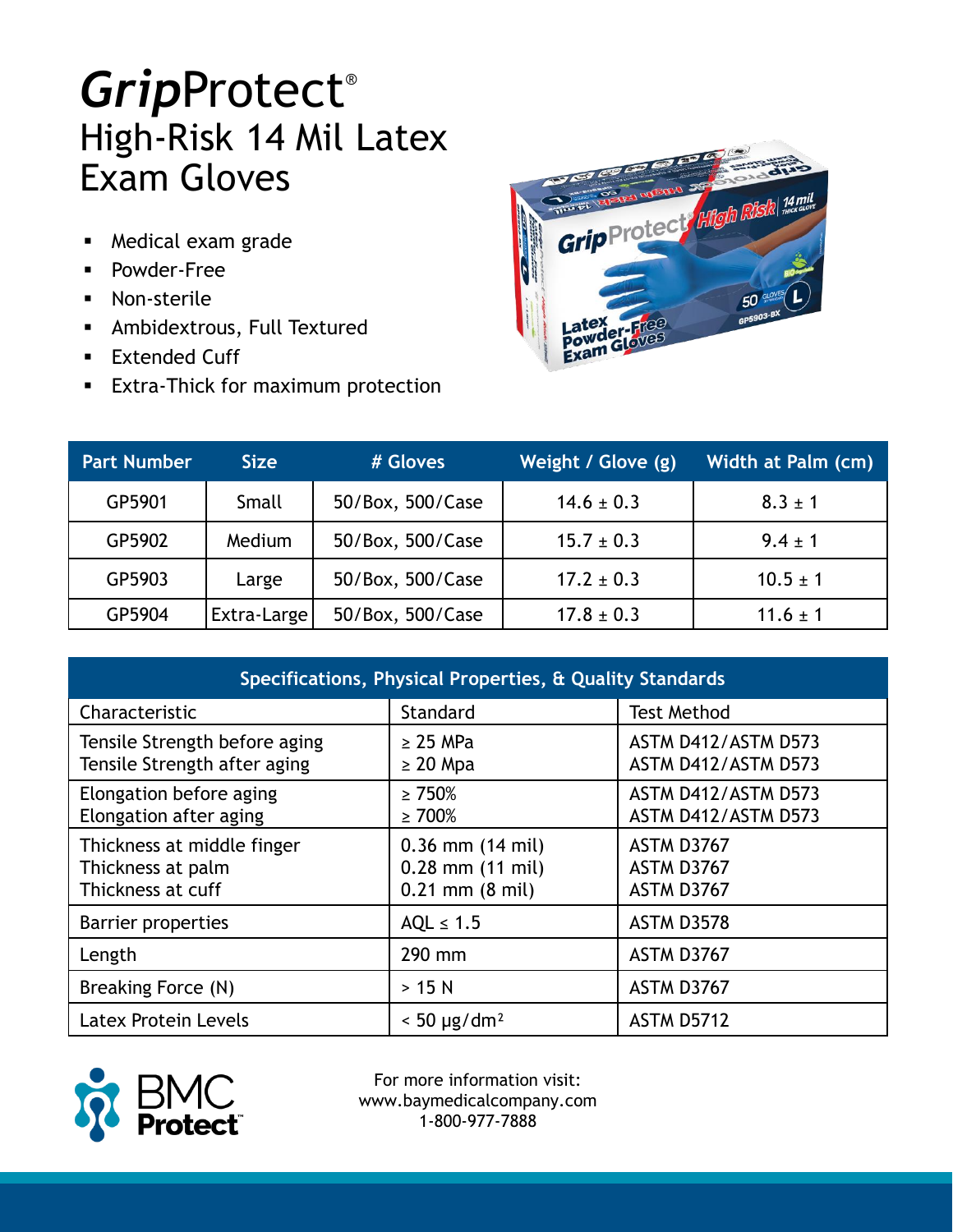# *Grip*Protect®

## High-Risk 14 Mil Latex Exam Gloves

- Medical exam grade
- Powder-Free
- Non-sterile
- Ambidextrous, Full Textured
- Extended Cuff
- Extra-Thick for maximum protection

| Part Number | Size | # Gloves | Weight / Glove (g) | Width at Palm (cm) |
|---|---|---|---|---|
| GP5901 | Small | 50/Box, 500/Case | 14.6 ± 0.3 | 8.3 ± 1 |
| GP5902 | Medium | 50/Box, 500/Case | 15.7 ± 0.3 | 9.4 ± 1 |
| GP5903 | Large | 50/Box, 500/Case | 17.2 ± 0.3 | 10.5 ± 1 |
| GP5904 | Extra-Large | 50/Box, 500/Case | 17.8 ± 0.3 | 11.6 ± 1 |

| Specifications, Physical Properties, & Quality Standards | | |
|---|---|---|
| Characteristic | Standard | Test Method |
| Tensile Strength before aging<br>Tensile Strength after aging | ≥ 25 MPa<br>≥ 20 Mpa | ASTM D412/ASTM D573<br>ASTM D412/ASTM D573 |
| Elongation before aging<br>Elongation after aging | ≥ 750%<br>≥ 700% | ASTM D412/ASTM D573<br>ASTM D412/ASTM D573 |
| Thickness at middle finger<br>Thickness at palm<br>Thickness at cuff | 0.36 mm (14 mil)<br>0.28 mm (11 mil)<br>0.21 mm (8 mil) | ASTM D3767<br>ASTM D3767<br>ASTM D3767 |
| Barrier properties | AQL ≤ 1.5 | ASTM D3578 |
| Length | 290 mm | ASTM D3767 |
| Breaking Force (N) | > 15 N | ASTM D3767 |
| Latex Protein Levels | < 50 µg/dm² | ASTM D5712 |

BMC Protect™

For more information visit:
www.baymedicalcompany.com
1-800-977-7888